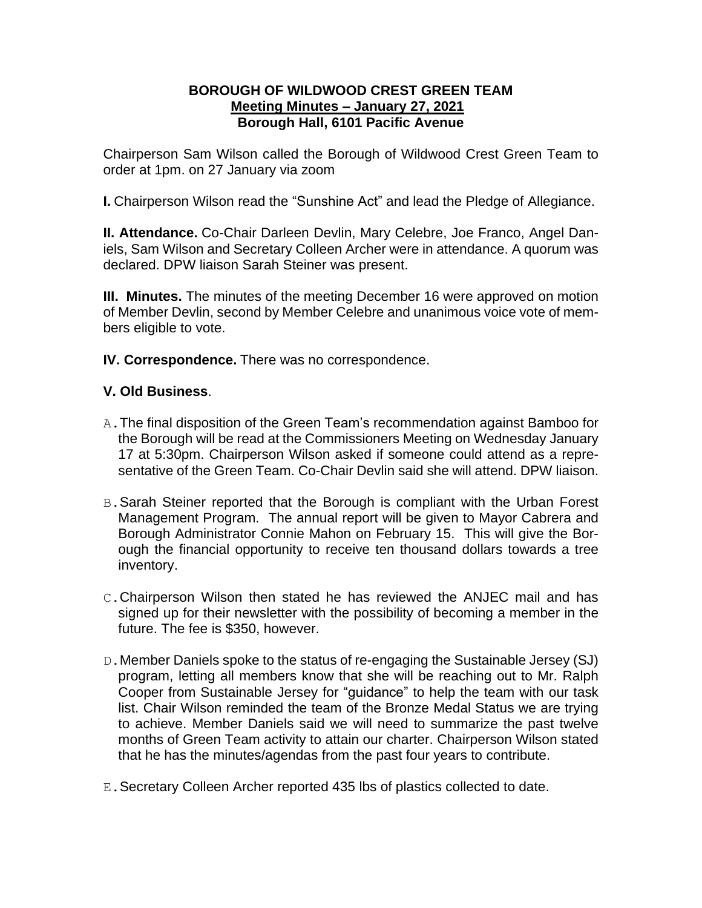**BOROUGH OF WILDWOOD CREST GREEN TEAM**
**Meeting Minutes – January 27, 2021**
**Borough Hall, 6101 Pacific Avenue**

Chairperson Sam Wilson called the Borough of Wildwood Crest Green Team to order at 1pm. on 27 January via zoom

**I.** Chairperson Wilson read the "Sunshine Act" and lead the Pledge of Allegiance.

**II. Attendance.** Co-Chair Darleen Devlin, Mary Celebre, Joe Franco, Angel Daniels, Sam Wilson and Secretary Colleen Archer were in attendance. A quorum was declared. DPW liaison Sarah Steiner was present.

**III. Minutes.** The minutes of the meeting December 16 were approved on motion of Member Devlin, second by Member Celebre and unanimous voice vote of members eligible to vote.

**IV. Correspondence.** There was no correspondence.

**V. Old Business**.

A. The final disposition of the Green Team's recommendation against Bamboo for the Borough will be read at the Commissioners Meeting on Wednesday January 17 at 5:30pm. Chairperson Wilson asked if someone could attend as a representative of the Green Team. Co-Chair Devlin said she will attend. DPW liaison.

B. Sarah Steiner reported that the Borough is compliant with the Urban Forest Management Program. The annual report will be given to Mayor Cabrera and Borough Administrator Connie Mahon on February 15. This will give the Borough the financial opportunity to receive ten thousand dollars towards a tree inventory.

C. Chairperson Wilson then stated he has reviewed the ANJEC mail and has signed up for their newsletter with the possibility of becoming a member in the future. The fee is $350, however.

D. Member Daniels spoke to the status of re-engaging the Sustainable Jersey (SJ) program, letting all members know that she will be reaching out to Mr. Ralph Cooper from Sustainable Jersey for "guidance" to help the team with our task list. Chair Wilson reminded the team of the Bronze Medal Status we are trying to achieve. Member Daniels said we will need to summarize the past twelve months of Green Team activity to attain our charter. Chairperson Wilson stated that he has the minutes/agendas from the past four years to contribute.

E. Secretary Colleen Archer reported 435 lbs of plastics collected to date.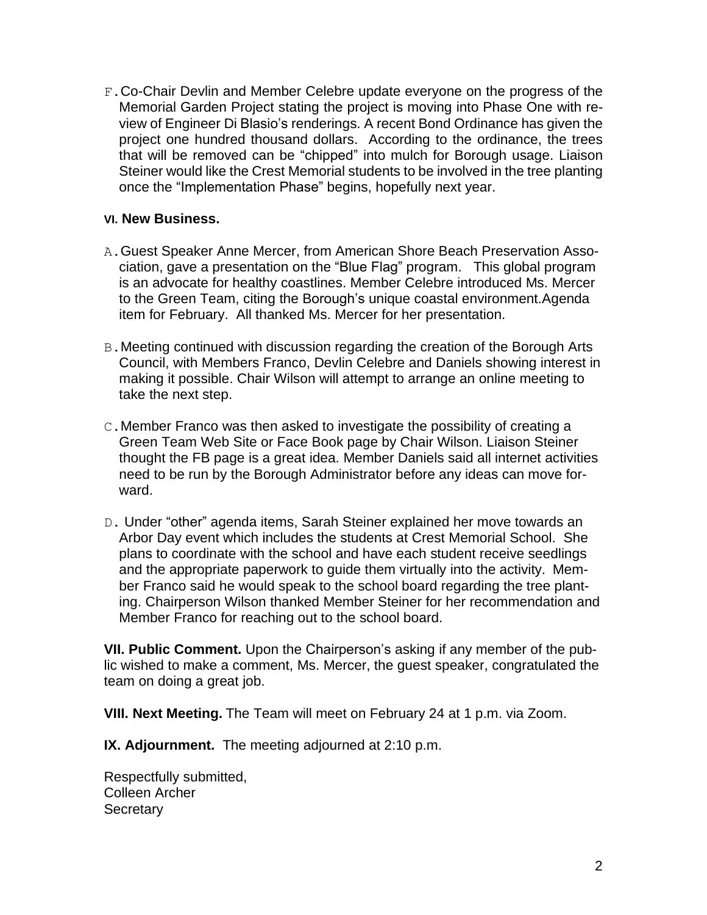F. Co-Chair Devlin and Member Celebre update everyone on the progress of the Memorial Garden Project stating the project is moving into Phase One with review of Engineer Di Blasio's renderings. A recent Bond Ordinance has given the project one hundred thousand dollars. According to the ordinance, the trees that will be removed can be "chipped" into mulch for Borough usage. Liaison Steiner would like the Crest Memorial students to be involved in the tree planting once the "Implementation Phase" begins, hopefully next year.

**VI. New Business.**

A. Guest Speaker Anne Mercer, from American Shore Beach Preservation Association, gave a presentation on the "Blue Flag" program. This global program is an advocate for healthy coastlines. Member Celebre introduced Ms. Mercer to the Green Team, citing the Borough's unique coastal environment.Agenda item for February. All thanked Ms. Mercer for her presentation.

B. Meeting continued with discussion regarding the creation of the Borough Arts Council, with Members Franco, Devlin Celebre and Daniels showing interest in making it possible. Chair Wilson will attempt to arrange an online meeting to take the next step.

C. Member Franco was then asked to investigate the possibility of creating a Green Team Web Site or Face Book page by Chair Wilson. Liaison Steiner thought the FB page is a great idea. Member Daniels said all internet activities need to be run by the Borough Administrator before any ideas can move forward.

D. Under "other" agenda items, Sarah Steiner explained her move towards an Arbor Day event which includes the students at Crest Memorial School. She plans to coordinate with the school and have each student receive seedlings and the appropriate paperwork to guide them virtually into the activity. Member Franco said he would speak to the school board regarding the tree planting. Chairperson Wilson thanked Member Steiner for her recommendation and Member Franco for reaching out to the school board.

**VII. Public Comment.** Upon the Chairperson's asking if any member of the public wished to make a comment, Ms. Mercer, the guest speaker, congratulated the team on doing a great job.

**VIII. Next Meeting.** The Team will meet on February 24 at 1 p.m. via Zoom.

**IX. Adjournment.** The meeting adjourned at 2:10 p.m.

Respectfully submitted,
Colleen Archer
Secretary